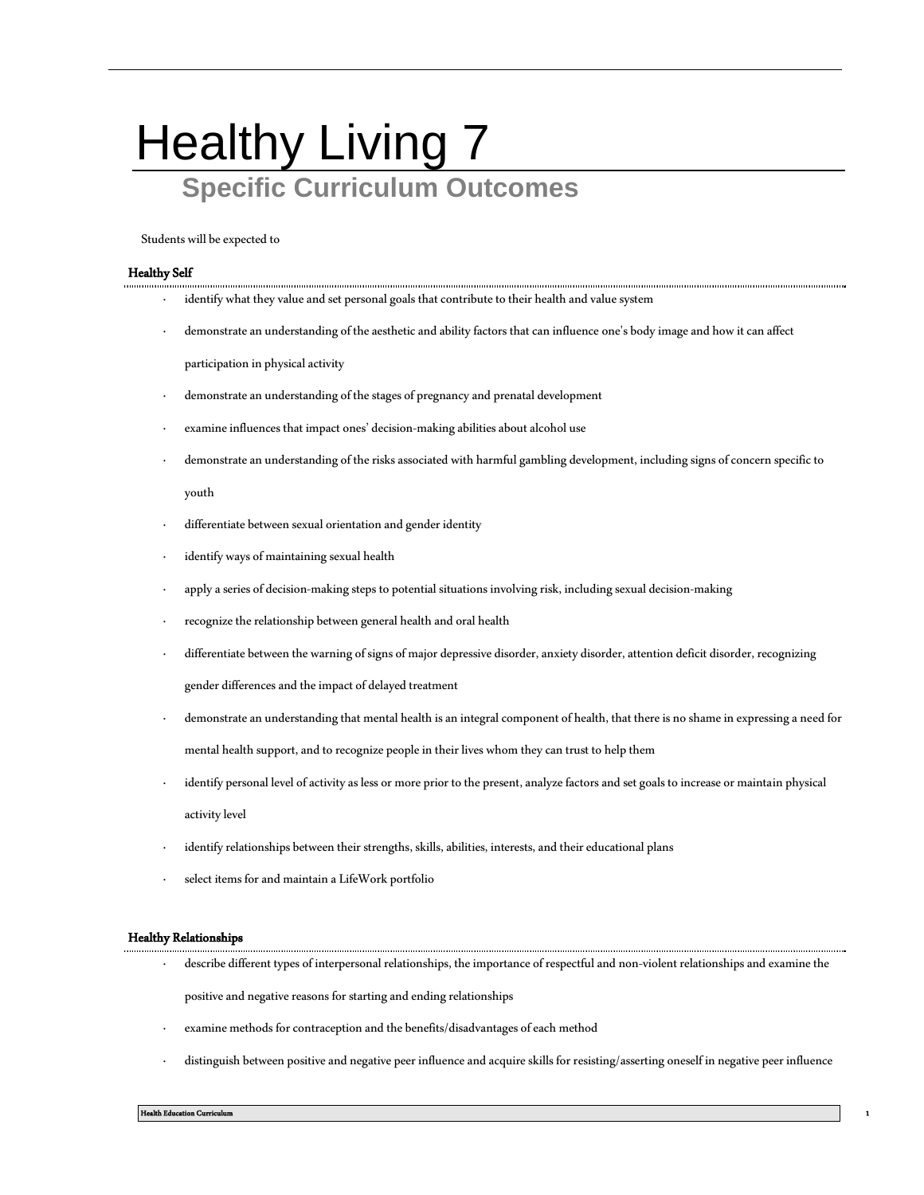# Healthy Living 7

## Specific Curriculum Outcomes

Students will be expected to

### Healthy Self

- identify what they value and set personal goals that contribute to their health and value system
- demonstrate an understanding of the aesthetic and ability factors that can influence one's body image and how it can affect participation in physical activity
- demonstrate an understanding of the stages of pregnancy and prenatal development
- examine influences that impact ones' decision-making abilities about alcohol use
- demonstrate an understanding of the risks associated with harmful gambling development, including signs of concern specific to youth
- differentiate between sexual orientation and gender identity
- identify ways of maintaining sexual health
- apply a series of decision-making steps to potential situations involving risk, including sexual decision-making
- recognize the relationship between general health and oral health
- differentiate between the warning of signs of major depressive disorder, anxiety disorder, attention deficit disorder, recognizing gender differences and the impact of delayed treatment
- demonstrate an understanding that mental health is an integral component of health, that there is no shame in expressing a need for mental health support, and to recognize people in their lives whom they can trust to help them
- identify personal level of activity as less or more prior to the present, analyze factors and set goals to increase or maintain physical activity level
- identify relationships between their strengths, skills, abilities, interests, and their educational plans
- select items for and maintain a LifeWork portfolio

### Healthy Relationships

- describe different types of interpersonal relationships, the importance of respectful and non-violent relationships and examine the positive and negative reasons for starting and ending relationships
- examine methods for contraception and the benefits/disadvantages of each method
- distinguish between positive and negative peer influence and acquire skills for resisting/asserting oneself in negative peer influence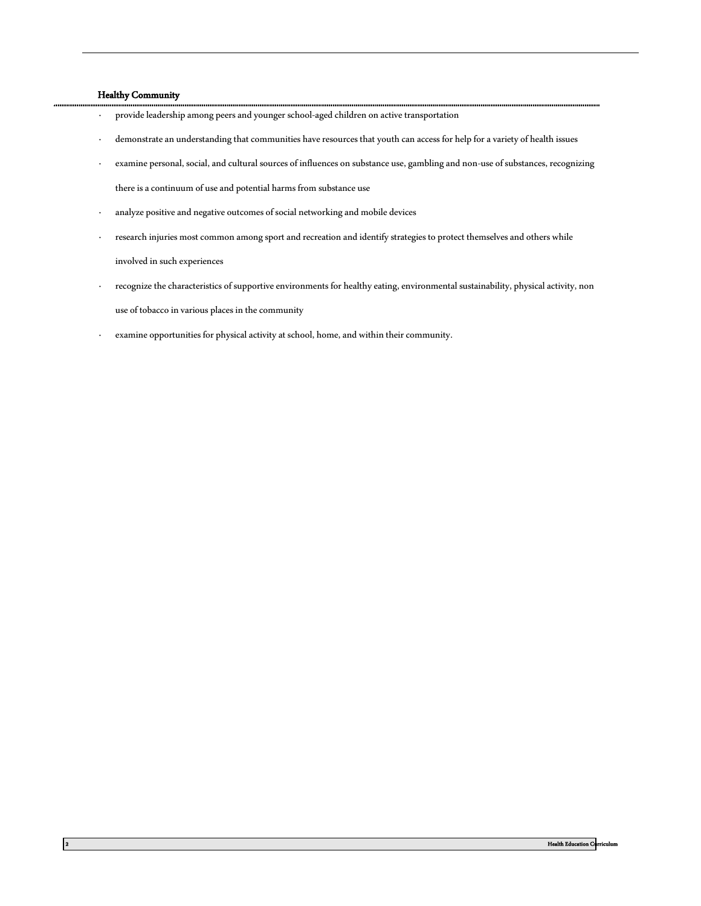**Healthy Community**

- provide leadership among peers and younger school-aged children on active transportation
- demonstrate an understanding that communities have resources that youth can access for help for a variety of health issues
- examine personal, social, and cultural sources of influences on substance use, gambling and non-use of substances, recognizing there is a continuum of use and potential harms from substance use
- analyze positive and negative outcomes of social networking and mobile devices
- research injuries most common among sport and recreation and identify strategies to protect themselves and others while involved in such experiences
- recognize the characteristics of supportive environments for healthy eating, environmental sustainability, physical activity, non use of tobacco in various places in the community
- examine opportunities for physical activity at school, home, and within their community.